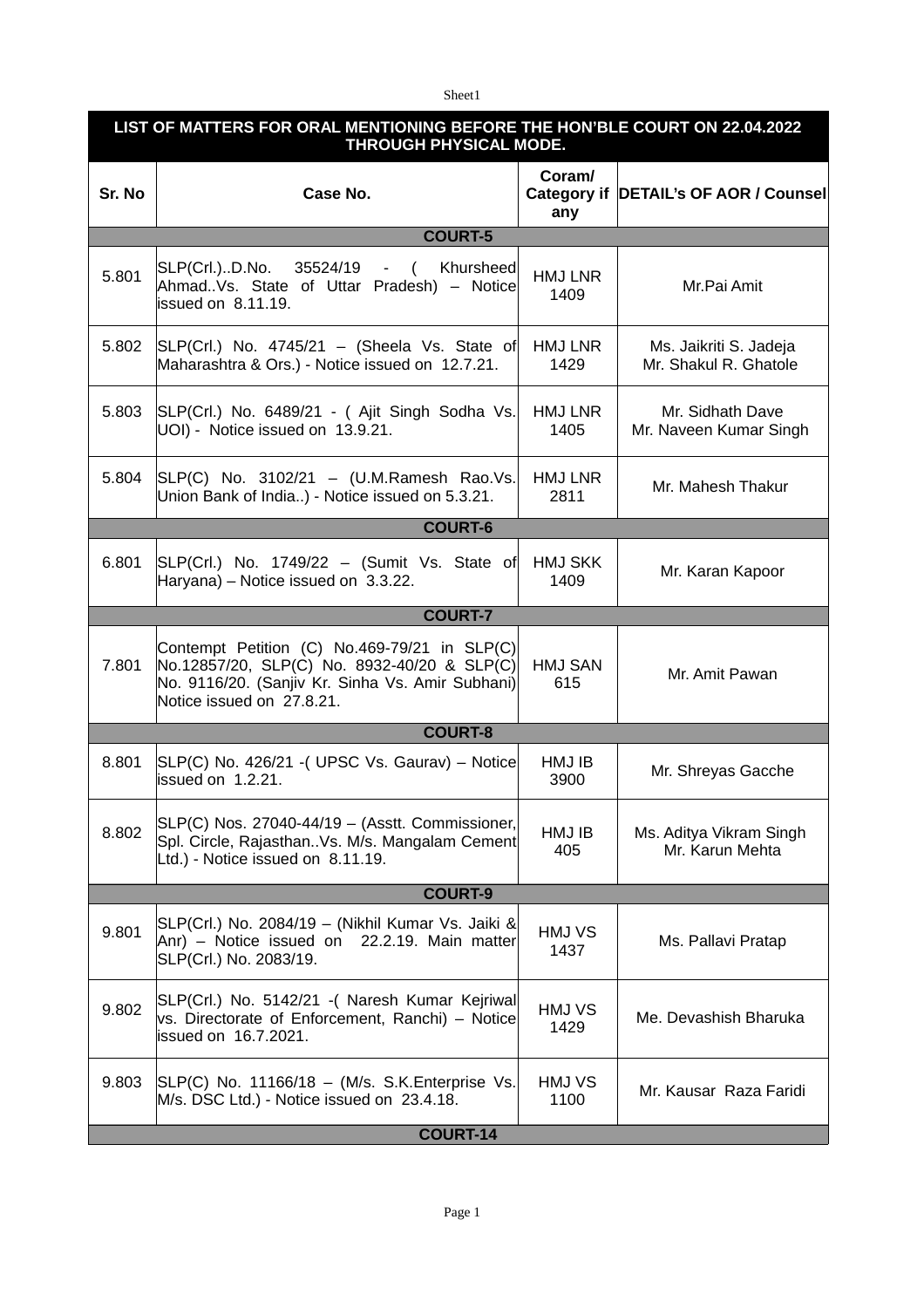| LIST OF MATTERS FOR ORAL MENTIONING BEFORE THE HON'BLE COURT ON 22.04.2022 THROUGH PHYSICAL MODE. | | | |
|---|---|---|---|
| **Sr. No** | **Case No.** | **Coram/ Category if any** | **DETAIL's OF AOR / Counsel** |
| **COURT-5** | | | |
| 5.801 | SLP(Crl.)..D.No. 35524/19 - ( Khursheed Ahmad..Vs. State of Uttar Pradesh) – Notice issued on 8.11.19. | HMJ LNR 1409 | Mr.Pai Amit |
| 5.802 | SLP(Crl.) No. 4745/21 – (Sheela Vs. State of Maharashtra & Ors.) - Notice issued on 12.7.21. | HMJ LNR 1429 | Ms. Jaikriti S. Jadeja Mr. Shakul R. Ghatole |
| 5.803 | SLP(Crl.) No. 6489/21 - ( Ajit Singh Sodha Vs. UOI) - Notice issued on 13.9.21. | HMJ LNR 1405 | Mr. Sidhath Dave Mr. Naveen Kumar Singh |
| 5.804 | SLP(C) No. 3102/21 – (U.M.Ramesh Rao.Vs. Union Bank of India..) - Notice issued on 5.3.21. | HMJ LNR 2811 | Mr. Mahesh Thakur |
| **COURT-6** | | | |
| 6.801 | SLP(Crl.) No. 1749/22 – (Sumit Vs. State of Haryana) – Notice issued on 3.3.22. | HMJ SKK 1409 | Mr. Karan Kapoor |
| **COURT-7** | | | |
| 7.801 | Contempt Petition (C) No.469-79/21 in SLP(C) No.12857/20, SLP(C) No. 8932-40/20 & SLP(C) No. 9116/20. (Sanjiv Kr. Sinha Vs. Amir Subhani) Notice issued on 27.8.21. | HMJ SAN 615 | Mr. Amit Pawan |
| **COURT-8** | | | |
| 8.801 | SLP(C) No. 426/21 -( UPSC Vs. Gaurav) – Notice issued on 1.2.21. | HMJ IB 3900 | Mr. Shreyas Gacche |
| 8.802 | SLP(C) Nos. 27040-44/19 – (Asstt. Commissioner, Spl. Circle, Rajasthan..Vs. M/s. Mangalam Cement Ltd.) - Notice issued on 8.11.19. | HMJ IB 405 | Ms. Aditya Vikram Singh Mr. Karun Mehta |
| **COURT-9** | | | |
| 9.801 | SLP(Crl.) No. 2084/19 – (Nikhil Kumar Vs. Jaiki & Anr) – Notice issued on 22.2.19. Main matter SLP(Crl.) No. 2083/19. | HMJ VS 1437 | Ms. Pallavi Pratap |
| 9.802 | SLP(Crl.) No. 5142/21 -( Naresh Kumar Kejriwal vs. Directorate of Enforcement, Ranchi) – Notice issued on 16.7.2021. | HMJ VS 1429 | Me. Devashish Bharuka |
| 9.803 | SLP(C) No. 11166/18 – (M/s. S.K.Enterprise Vs. M/s. DSC Ltd.) - Notice issued on 23.4.18. | HMJ VS 1100 | Mr. Kausar Raza Faridi |
| **COURT-14** | | | |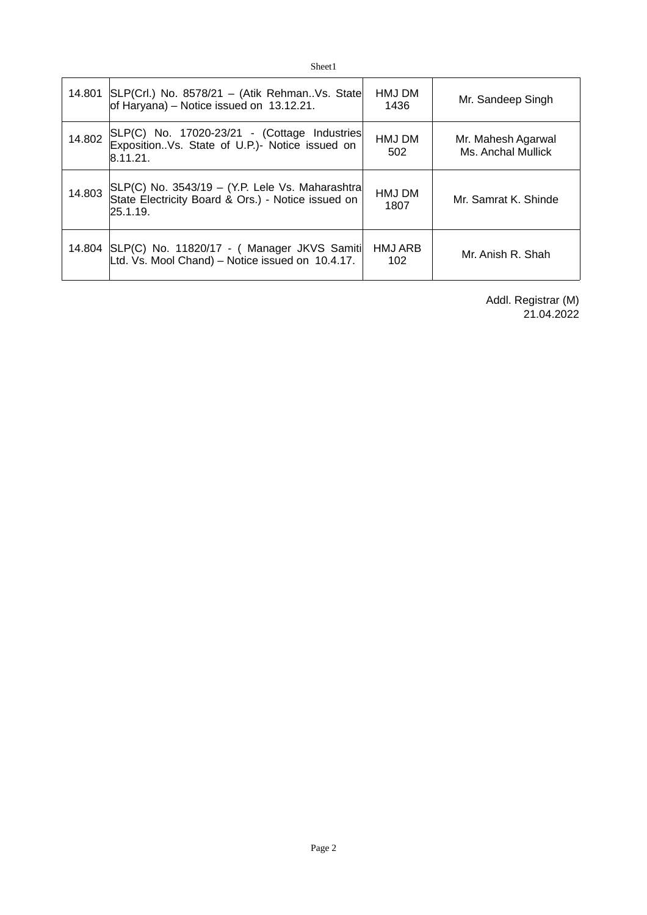| | | | |
|---|---|---|---|
| 14.801 | SLP(Crl.) No. 8578/21 – (Atik Rehman..Vs. State of Haryana) – Notice issued on 13.12.21. | HMJ DM 1436 | Mr. Sandeep Singh |
| 14.802 | SLP(C) No. 17020-23/21 - (Cottage Industries Exposition..Vs. State of U.P.)- Notice issued on 8.11.21. | HMJ DM 502 | Mr. Mahesh Agarwal<br>Ms. Anchal Mullick |
| 14.803 | SLP(C) No. 3543/19 – (Y.P. Lele Vs. Maharashtra State Electricity Board & Ors.) - Notice issued on 25.1.19. | HMJ DM 1807 | Mr. Samrat K. Shinde |
| 14.804 | SLP(C) No. 11820/17 - ( Manager JKVS Samiti Ltd. Vs. Mool Chand) – Notice issued on 10.4.17. | HMJ ARB 102 | Mr. Anish R. Shah |

Addl. Registrar (M)
21.04.2022